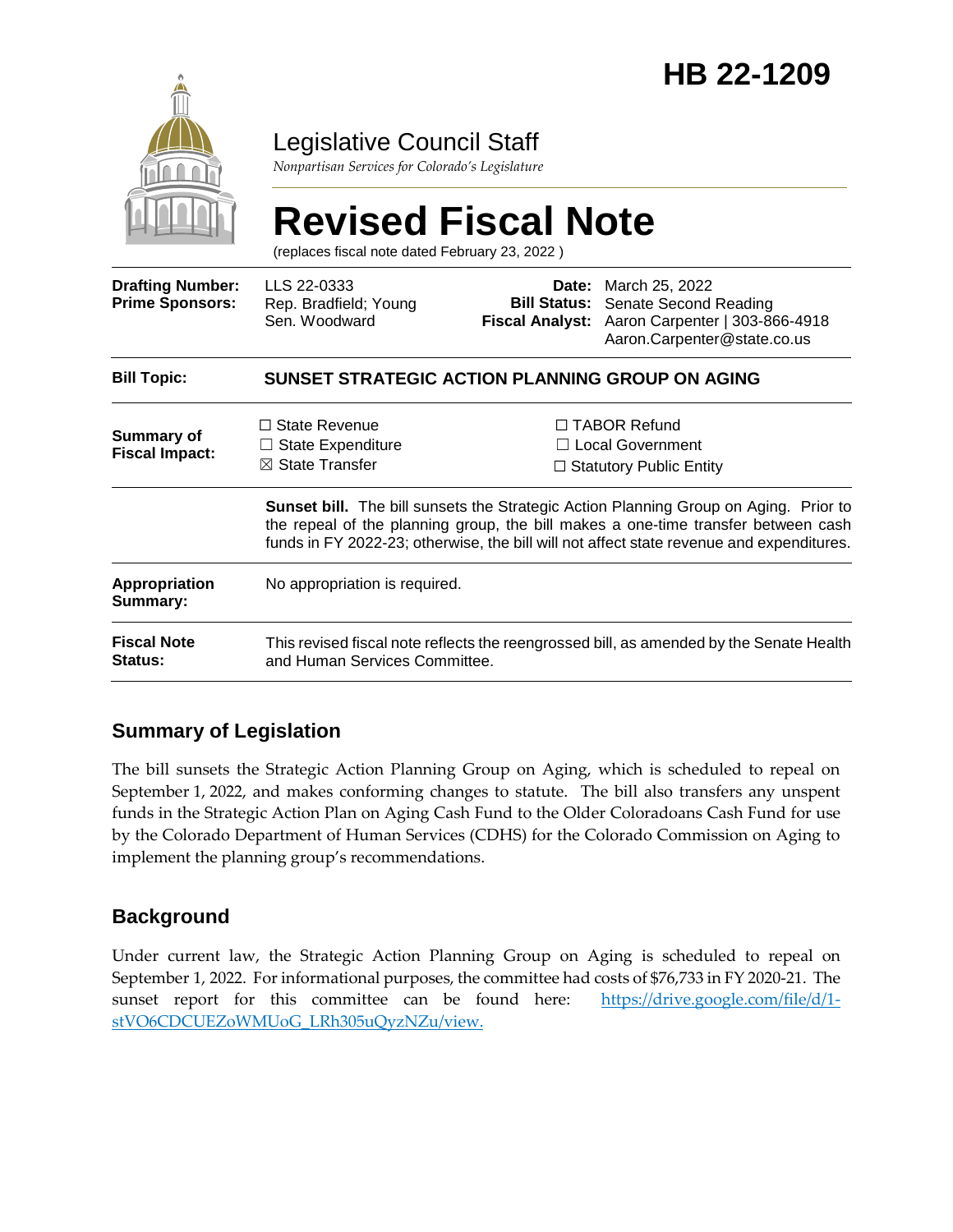# HB 22-1209

Legislative Council Staff

*Nonpartisan Services for Colorado's Legislature*

# Revised Fiscal Note

(replaces fiscal note dated February 23, 2022 )

| | | | |
|---|---|---|---|
| **Drafting Number:** | LLS 22-0333 | **Date:** | March 25, 2022 |
| **Prime Sponsors:** | Rep. Bradfield; Young<br>Sen. Woodward | **Bill Status:** | Senate Second Reading |
| | | **Fiscal Analyst:** | Aaron Carpenter \| 303-866-4918<br>Aaron.Carpenter@state.co.us |

| | |
|---|---|
| **Bill Topic:** | **SUNSET STRATEGIC ACTION PLANNING GROUP ON AGING** |
| **Summary of Fiscal Impact:** | ☐ State Revenue<br>☐ State Expenditure<br>☒ State Transfer<br>☐ TABOR Refund<br>☐ Local Government<br>☐ Statutory Public Entity |
| | **Sunset bill.** The bill sunsets the Strategic Action Planning Group on Aging. Prior to the repeal of the planning group, the bill makes a one-time transfer between cash funds in FY 2022-23; otherwise, the bill will not affect state revenue and expenditures. |
| **Appropriation Summary:** | No appropriation is required. |
| **Fiscal Note Status:** | This revised fiscal note reflects the reengrossed bill, as amended by the Senate Health and Human Services Committee. |

## Summary of Legislation

The bill sunsets the Strategic Action Planning Group on Aging, which is scheduled to repeal on September 1, 2022, and makes conforming changes to statute. The bill also transfers any unspent funds in the Strategic Action Plan on Aging Cash Fund to the Older Coloradoans Cash Fund for use by the Colorado Department of Human Services (CDHS) for the Colorado Commission on Aging to implement the planning group's recommendations.

## Background

Under current law, the Strategic Action Planning Group on Aging is scheduled to repeal on September 1, 2022. For informational purposes, the committee had costs of $76,733 in FY 2020-21. The sunset report for this committee can be found here: https://drive.google.com/file/d/1-stVO6CDCUEZoWMUoG_LRh305uQyzNZu/view.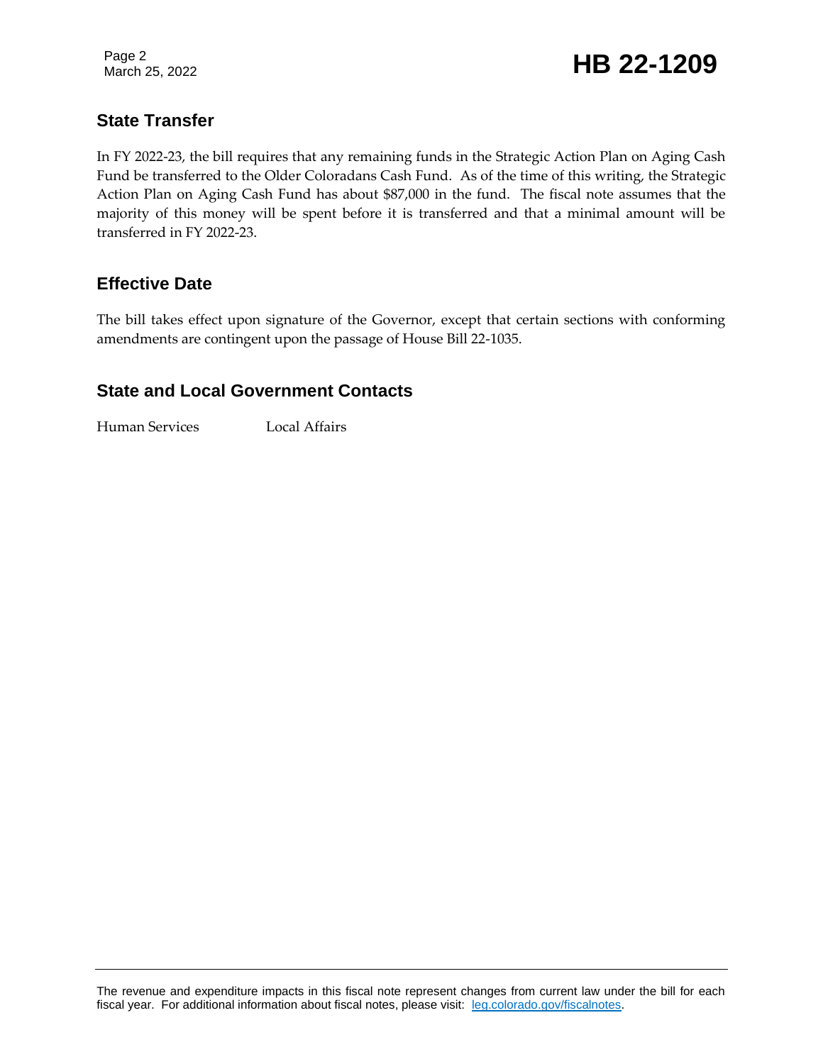## State Transfer

In FY 2022-23, the bill requires that any remaining funds in the Strategic Action Plan on Aging Cash Fund be transferred to the Older Coloradans Cash Fund. As of the time of this writing, the Strategic Action Plan on Aging Cash Fund has about $87,000 in the fund. The fiscal note assumes that the majority of this money will be spent before it is transferred and that a minimal amount will be transferred in FY 2022-23.

## Effective Date

The bill takes effect upon signature of the Governor, except that certain sections with conforming amendments are contingent upon the passage of House Bill 22-1035.

## State and Local Government Contacts

Human Services        Local Affairs

The revenue and expenditure impacts in this fiscal note represent changes from current law under the bill for each fiscal year. For additional information about fiscal notes, please visit: leg.colorado.gov/fiscalnotes.